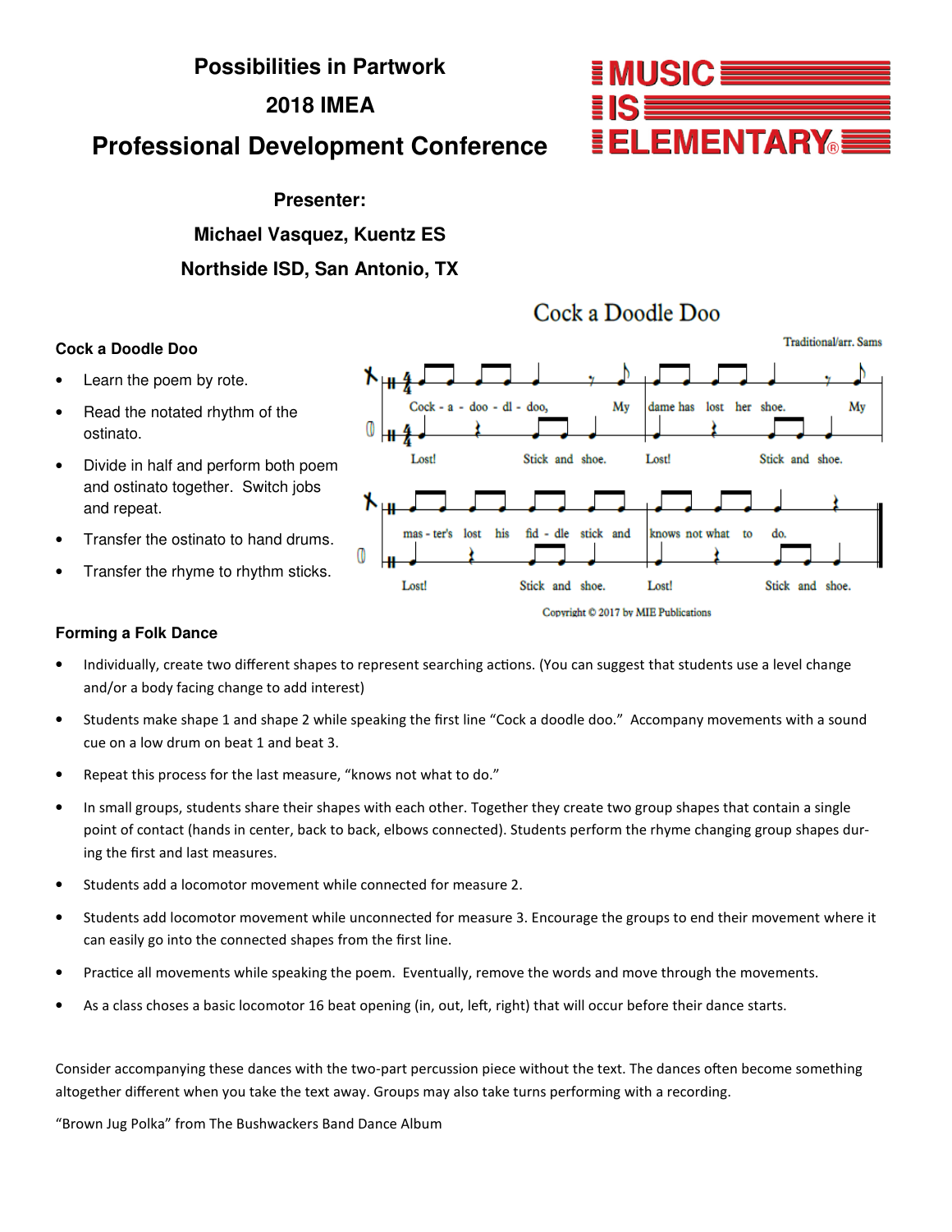# Possibilities in Partwork

## 2018 IMEA

## Professional Development Conference

**Presenter:**

**Michael Vasquez, Kuentz ES**

**Northside ISD, San Antonio, TX**

### Cock a Doodle Doo

- Learn the poem by rote.
- Read the notated rhythm of the ostinato.
- Divide in half and perform both poem and ostinato together. Switch jobs and repeat.
- Transfer the ostinato to hand drums.
- Transfer the rhyme to rhythm sticks.

Cock a Doodle Doo

Traditional/arr. Sams

Cock - a - doo - dl - doo, My dame has lost her shoe. My

Lost! Stick and shoe. Lost! Stick and shoe.

mas - ter's lost his fid - dle stick and knows not what to do.

Lost! Stick and shoe. Lost! Stick and shoe.

Copyright © 2017 by MIE Publications

### Forming a Folk Dance

- Individually, create two different shapes to represent searching actions. (You can suggest that students use a level change and/or a body facing change to add interest)
- Students make shape 1 and shape 2 while speaking the first line "Cock a doodle doo." Accompany movements with a sound cue on a low drum on beat 1 and beat 3.
- Repeat this process for the last measure, "knows not what to do."
- In small groups, students share their shapes with each other. Together they create two group shapes that contain a single point of contact (hands in center, back to back, elbows connected). Students perform the rhyme changing group shapes during the first and last measures.
- Students add a locomotor movement while connected for measure 2.
- Students add locomotor movement while unconnected for measure 3. Encourage the groups to end their movement where it can easily go into the connected shapes from the first line.
- Practice all movements while speaking the poem. Eventually, remove the words and move through the movements.
- As a class choses a basic locomotor 16 beat opening (in, out, left, right) that will occur before their dance starts.

Consider accompanying these dances with the two-part percussion piece without the text. The dances often become something altogether different when you take the text away. Groups may also take turns performing with a recording.

"Brown Jug Polka" from The Bushwackers Band Dance Album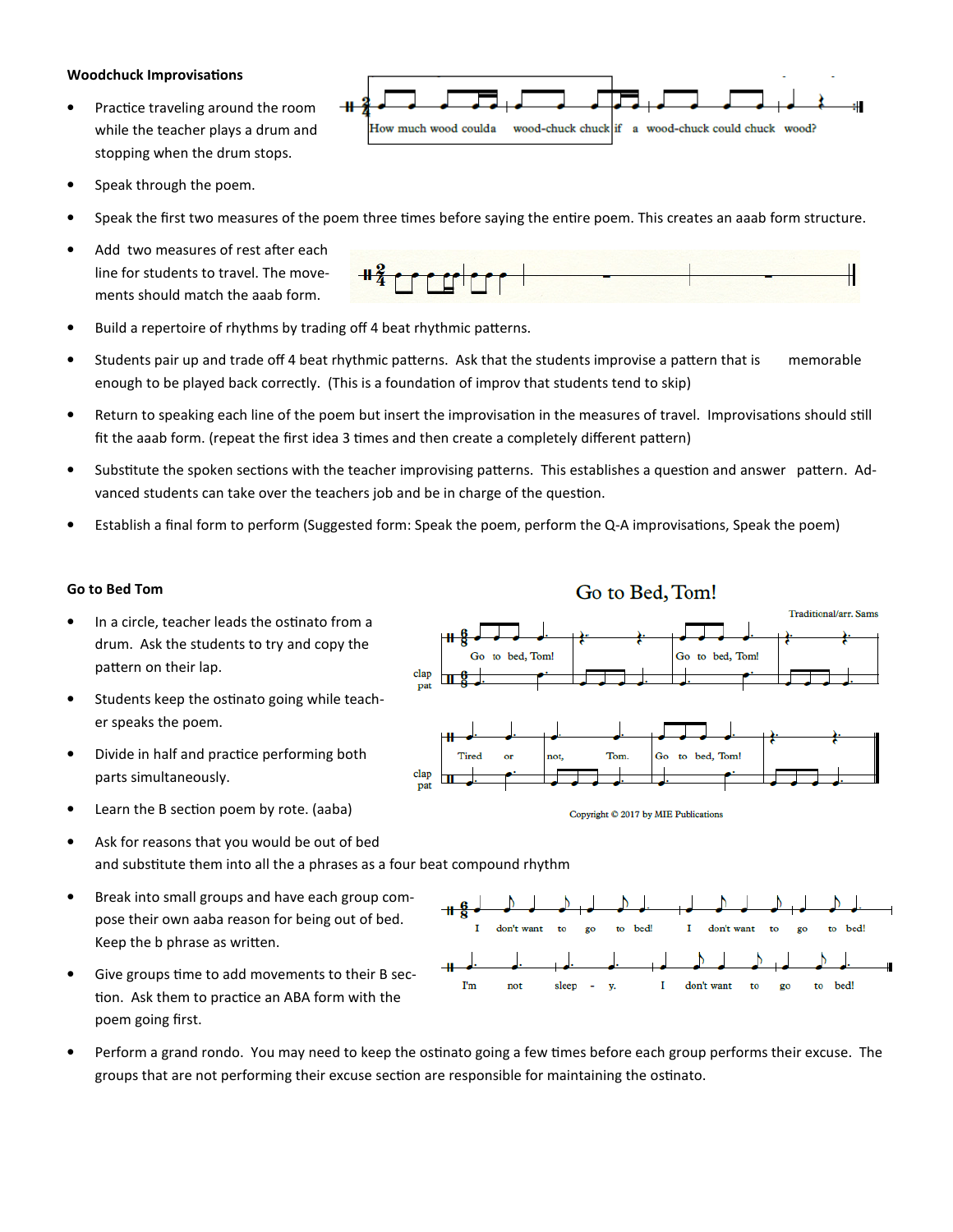**Woodchuck Improvisations**

- Practice traveling around the room while the teacher plays a drum and stopping when the drum stops.
- Speak through the poem.
- Speak the first two measures of the poem three times before saying the entire poem. This creates an aaab form structure.
- Add two measures of rest after each line for students to travel. The movements should match the aaab form.
- Build a repertoire of rhythms by trading off 4 beat rhythmic patterns.
- Students pair up and trade off 4 beat rhythmic patterns. Ask that the students improvise a pattern that is memorable enough to be played back correctly. (This is a foundation of improv that students tend to skip)
- Return to speaking each line of the poem but insert the improvisation in the measures of travel. Improvisations should still fit the aaab form. (repeat the first idea 3 times and then create a completely different pattern)
- Substitute the spoken sections with the teacher improvising patterns. This establishes a question and answer pattern. Advanced students can take over the teachers job and be in charge of the question.
- Establish a final form to perform (Suggested form: Speak the poem, perform the Q-A improvisations, Speak the poem)

How much wood coulda wood-chuck chuck if a wood-chuck could chuck wood?

**Go to Bed Tom**

- In a circle, teacher leads the ostinato from a drum. Ask the students to try and copy the pattern on their lap.
- Students keep the ostinato going while teacher speaks the poem.
- Divide in half and practice performing both parts simultaneously.
- Learn the B section poem by rote. (aaba)
- Ask for reasons that you would be out of bed and substitute them into all the a phrases as a four beat compound rhythm
- Break into small groups and have each group compose their own aaba reason for being out of bed. Keep the b phrase as written.
- Give groups time to add movements to their B section. Ask them to practice an ABA form with the poem going first.
- Perform a grand rondo. You may need to keep the ostinato going a few times before each group performs their excuse. The groups that are not performing their excuse section are responsible for maintaining the ostinato.

Go to Bed, Tom!

Traditional/arr. Sams

Go to bed, Tom! Go to bed, Tom! Tired or not, Tom. Go to bed, Tom!

clap / pat

Copyright © 2017 by MIE Publications

I don't want to go to bed! I don't want to go to bed! I'm not sleep - y. I don't want to go to bed!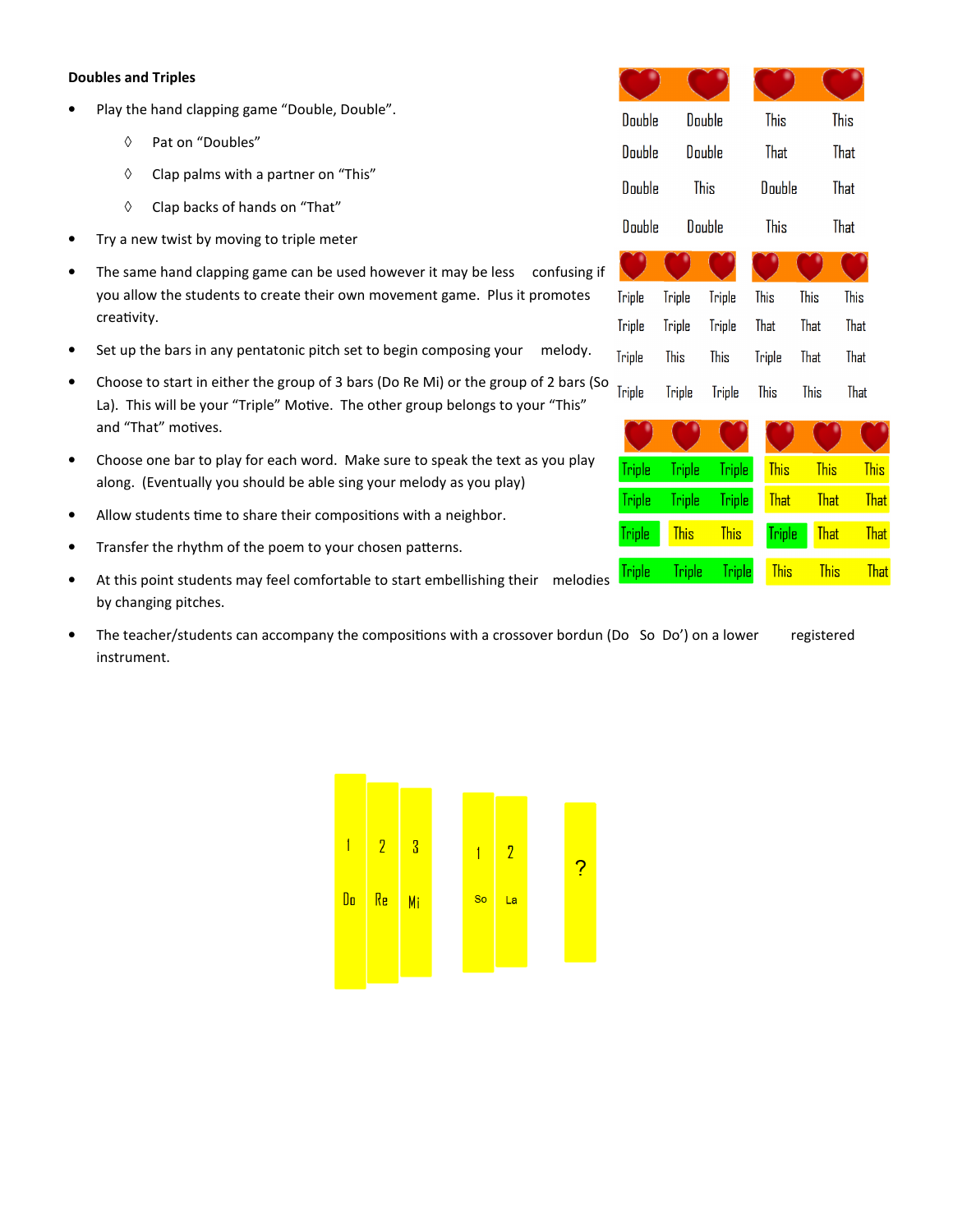**Doubles and Triples**

- Play the hand clapping game "Double, Double".
  - Pat on "Doubles"
  - Clap palms with a partner on "This"
  - Clap backs of hands on "That"
- Try a new twist by moving to triple meter
- The same hand clapping game can be used however it may be less confusing if you allow the students to create their own movement game. Plus it promotes creativity.
- Set up the bars in any pentatonic pitch set to begin composing your melody.
- Choose to start in either the group of 3 bars (Do Re Mi) or the group of 2 bars (So La). This will be your "Triple" Motive. The other group belongs to your "This" and "That" motives.
- Choose one bar to play for each word. Make sure to speak the text as you play along. (Eventually you should be able sing your melody as you play)
- Allow students time to share their compositions with a neighbor.
- Transfer the rhythm of the poem to your chosen patterns.
- At this point students may feel comfortable to start embellishing their melodies by changing pitches.
- The teacher/students can accompany the compositions with a crossover bordun (Do So Do') on a lower registered instrument.

| | | | |
|---|---|---|---|
| Double | Double | This | This |
| Double | Double | That | That |
| Double | This | Double | That |
| Double | Double | This | That |

| | | | | | |
|---|---|---|---|---|---|
| Triple | Triple | Triple | This | This | This |
| Triple | Triple | Triple | That | That | That |
| Triple | This | This | Triple | That | That |
| Triple | Triple | Triple | This | This | That |

| | | | | | |
|---|---|---|---|---|---|
| Triple | Triple | Triple | This | This | This |
| Triple | Triple | Triple | That | That | That |
| Triple | This | This | Triple | That | That |
| Triple | Triple | Triple | This | This | That |

1 Do
2 Re
3 Mi
1 So
2 La
?